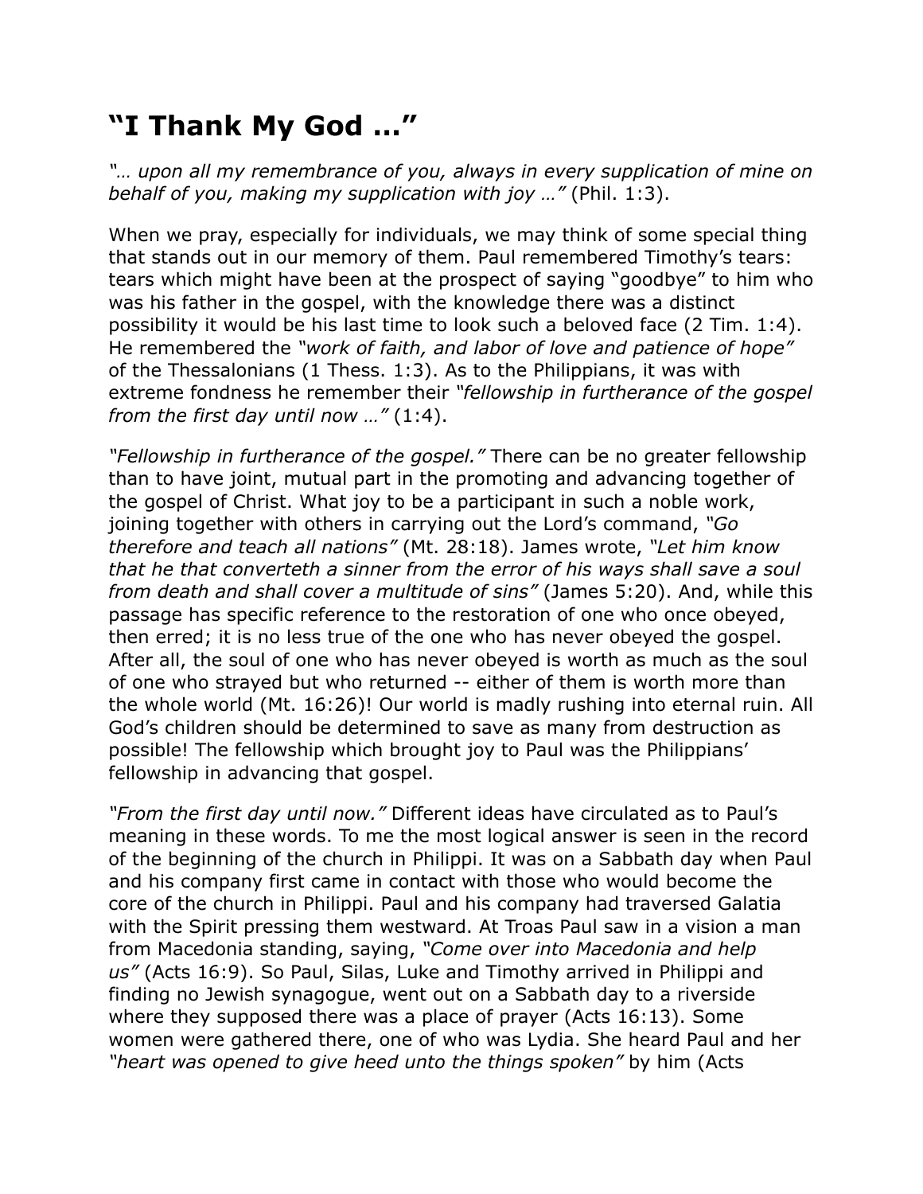# "I Thank My God …"

*"… upon all my remembrance of you, always in every supplication of mine on behalf of you, making my supplication with joy …"* (Phil. 1:3).

When we pray, especially for individuals, we may think of some special thing that stands out in our memory of them. Paul remembered Timothy's tears: tears which might have been at the prospect of saying "goodbye" to him who was his father in the gospel, with the knowledge there was a distinct possibility it would be his last time to look such a beloved face (2 Tim. 1:4). He remembered the *"work of faith, and labor of love and patience of hope"* of the Thessalonians (1 Thess. 1:3). As to the Philippians, it was with extreme fondness he remember their *"fellowship in furtherance of the gospel from the first day until now …"* (1:4).

*"Fellowship in furtherance of the gospel."* There can be no greater fellowship than to have joint, mutual part in the promoting and advancing together of the gospel of Christ. What joy to be a participant in such a noble work, joining together with others in carrying out the Lord's command, *"Go therefore and teach all nations"* (Mt. 28:18). James wrote, *"Let him know that he that converteth a sinner from the error of his ways shall save a soul from death and shall cover a multitude of sins"* (James 5:20). And, while this passage has specific reference to the restoration of one who once obeyed, then erred; it is no less true of the one who has never obeyed the gospel. After all, the soul of one who has never obeyed is worth as much as the soul of one who strayed but who returned -- either of them is worth more than the whole world (Mt. 16:26)! Our world is madly rushing into eternal ruin. All God's children should be determined to save as many from destruction as possible! The fellowship which brought joy to Paul was the Philippians' fellowship in advancing that gospel.

*"From the first day until now."* Different ideas have circulated as to Paul's meaning in these words. To me the most logical answer is seen in the record of the beginning of the church in Philippi. It was on a Sabbath day when Paul and his company first came in contact with those who would become the core of the church in Philippi. Paul and his company had traversed Galatia with the Spirit pressing them westward. At Troas Paul saw in a vision a man from Macedonia standing, saying, *"Come over into Macedonia and help us"* (Acts 16:9). So Paul, Silas, Luke and Timothy arrived in Philippi and finding no Jewish synagogue, went out on a Sabbath day to a riverside where they supposed there was a place of prayer (Acts 16:13). Some women were gathered there, one of who was Lydia. She heard Paul and her *"heart was opened to give heed unto the things spoken"* by him (Acts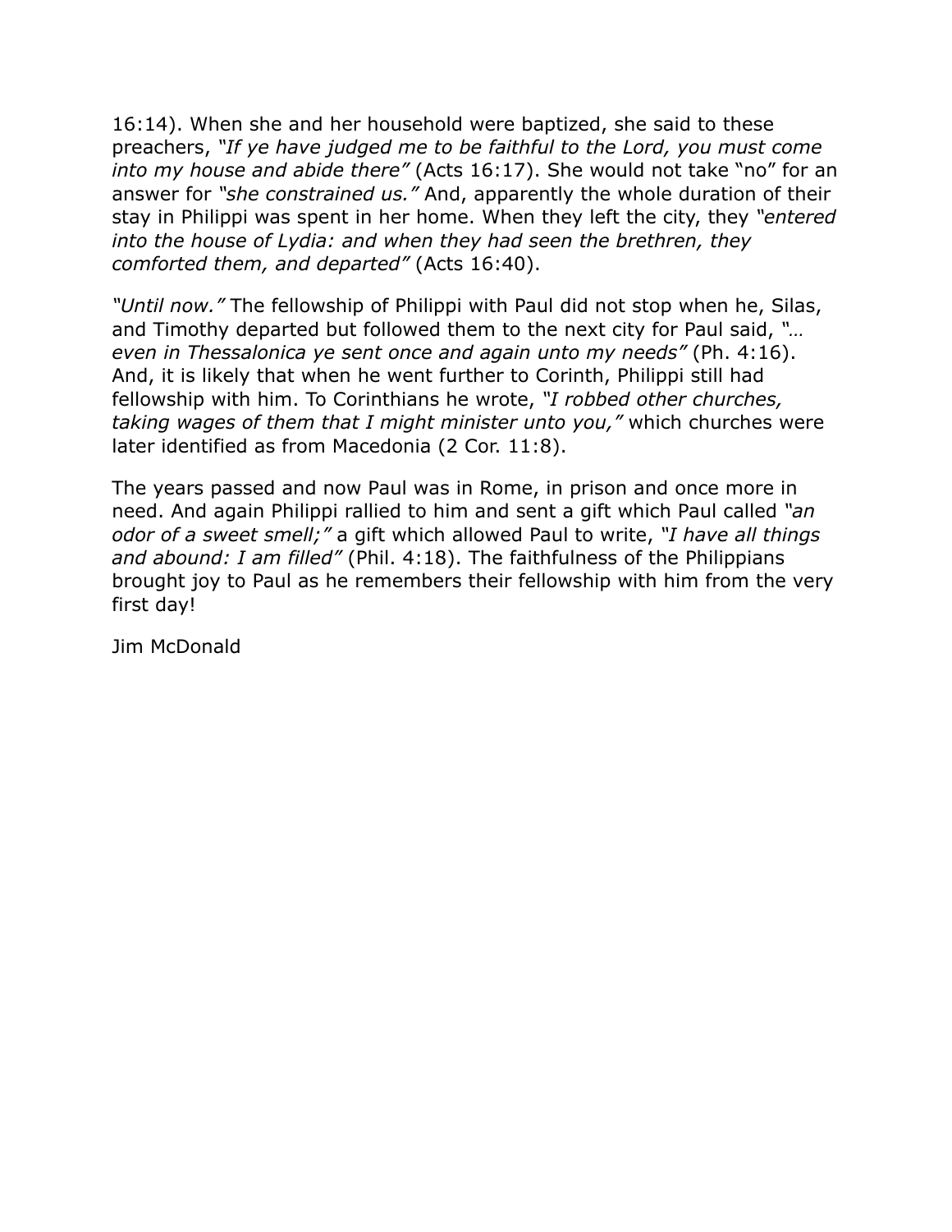16:14). When she and her household were baptized, she said to these preachers, *"If ye have judged me to be faithful to the Lord, you must come into my house and abide there"* (Acts 16:17). She would not take "no" for an answer for *"she constrained us."* And, apparently the whole duration of their stay in Philippi was spent in her home. When they left the city, they *"entered into the house of Lydia: and when they had seen the brethren, they comforted them, and departed"* (Acts 16:40).

*"Until now."* The fellowship of Philippi with Paul did not stop when he, Silas, and Timothy departed but followed them to the next city for Paul said, *"… even in Thessalonica ye sent once and again unto my needs"* (Ph. 4:16). And, it is likely that when he went further to Corinth, Philippi still had fellowship with him. To Corinthians he wrote, *"I robbed other churches, taking wages of them that I might minister unto you,"* which churches were later identified as from Macedonia (2 Cor. 11:8).

The years passed and now Paul was in Rome, in prison and once more in need. And again Philippi rallied to him and sent a gift which Paul called *"an odor of a sweet smell;"* a gift which allowed Paul to write, *"I have all things and abound: I am filled"* (Phil. 4:18). The faithfulness of the Philippians brought joy to Paul as he remembers their fellowship with him from the very first day!

Jim McDonald